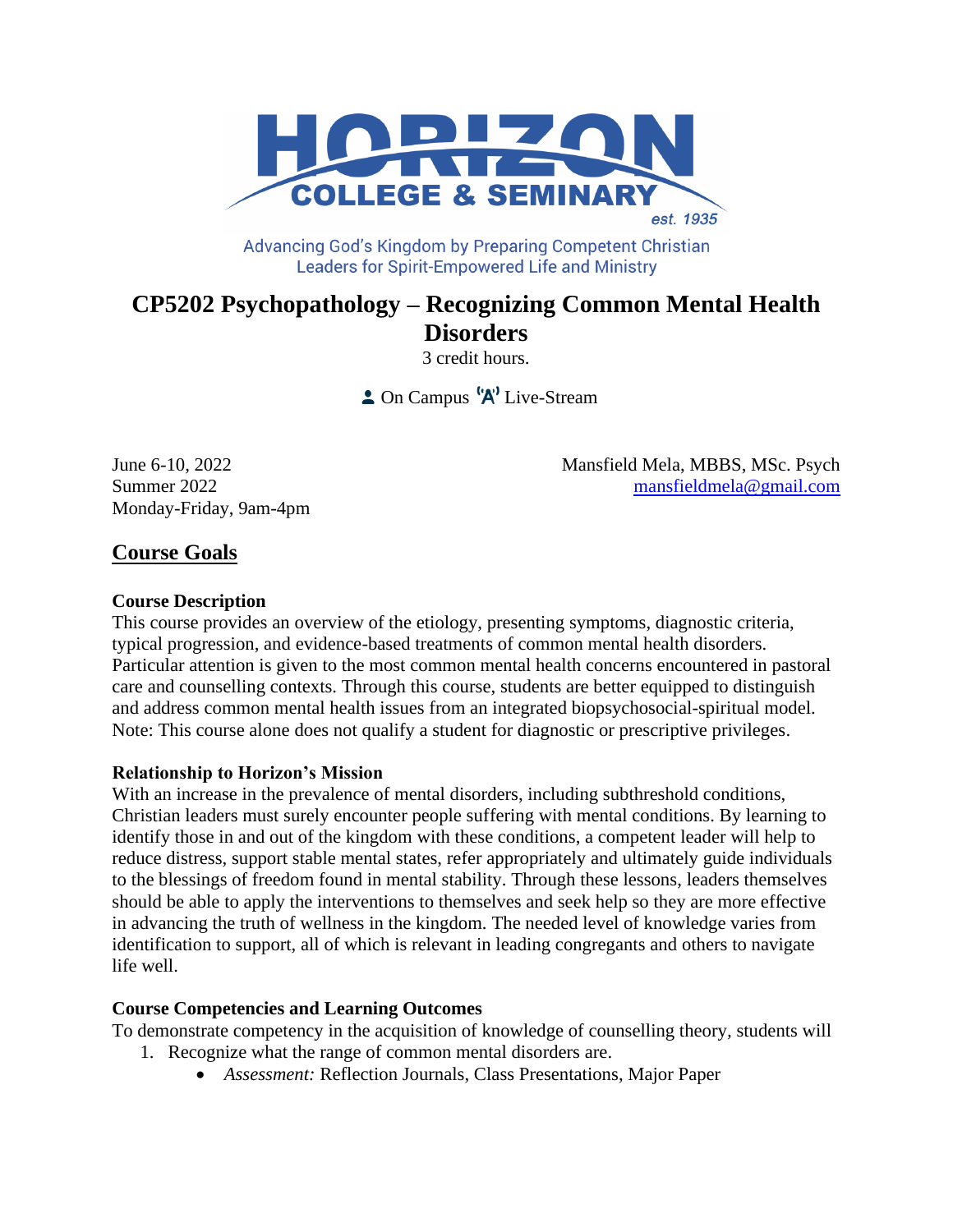# HORIZON COLLEGE & SEMINARY

est. 1935

Advancing God's Kingdom by Preparing Competent Christian Leaders for Spirit-Empowered Life and Ministry

# CP5202 Psychopathology – Recognizing Common Mental Health Disorders

3 credit hours.

On Campus Live-Stream

June 6-10, 2022
Summer 2022
Monday-Friday, 9am-4pm

Mansfield Mela, MBBS, MSc. Psych
mansfieldmela@gmail.com

## Course Goals

### Course Description

This course provides an overview of the etiology, presenting symptoms, diagnostic criteria, typical progression, and evidence-based treatments of common mental health disorders. Particular attention is given to the most common mental health concerns encountered in pastoral care and counselling contexts. Through this course, students are better equipped to distinguish and address common mental health issues from an integrated biopsychosocial-spiritual model. Note: This course alone does not qualify a student for diagnostic or prescriptive privileges.

### Relationship to Horizon's Mission

With an increase in the prevalence of mental disorders, including subthreshold conditions, Christian leaders must surely encounter people suffering with mental conditions. By learning to identify those in and out of the kingdom with these conditions, a competent leader will help to reduce distress, support stable mental states, refer appropriately and ultimately guide individuals to the blessings of freedom found in mental stability. Through these lessons, leaders themselves should be able to apply the interventions to themselves and seek help so they are more effective in advancing the truth of wellness in the kingdom. The needed level of knowledge varies from identification to support, all of which is relevant in leading congregants and others to navigate life well.

### Course Competencies and Learning Outcomes

To demonstrate competency in the acquisition of knowledge of counselling theory, students will

1. Recognize what the range of common mental disorders are.
   - *Assessment:* Reflection Journals, Class Presentations, Major Paper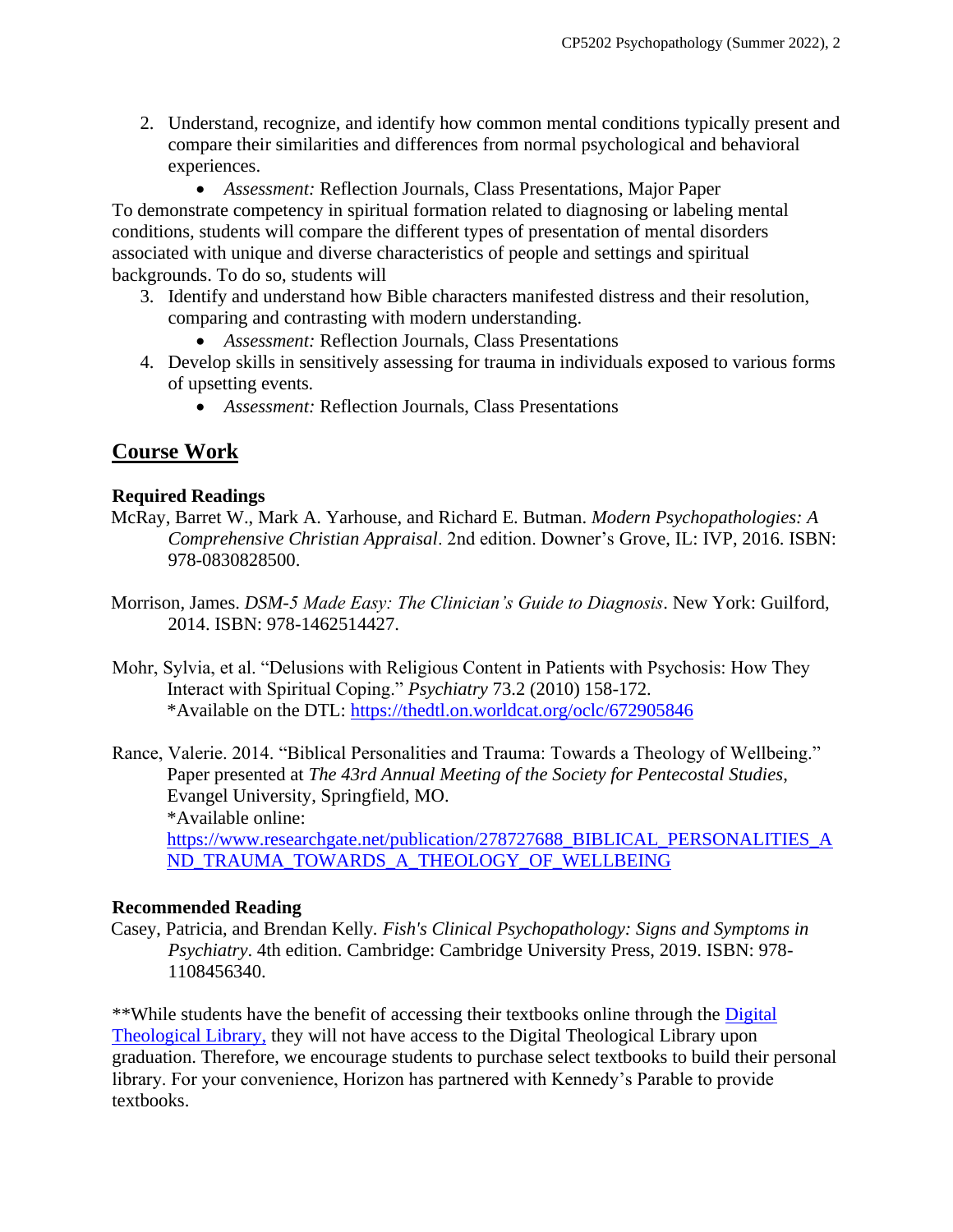2. Understand, recognize, and identify how common mental conditions typically present and compare their similarities and differences from normal psychological and behavioral experiences.
    - *Assessment:* Reflection Journals, Class Presentations, Major Paper

To demonstrate competency in spiritual formation related to diagnosing or labeling mental conditions, students will compare the different types of presentation of mental disorders associated with unique and diverse characteristics of people and settings and spiritual backgrounds. To do so, students will

3. Identify and understand how Bible characters manifested distress and their resolution, comparing and contrasting with modern understanding.
    - *Assessment:* Reflection Journals, Class Presentations
4. Develop skills in sensitively assessing for trauma in individuals exposed to various forms of upsetting events.
    - *Assessment:* Reflection Journals, Class Presentations

## Course Work

### Required Readings

McRay, Barret W., Mark A. Yarhouse, and Richard E. Butman. *Modern Psychopathologies: A Comprehensive Christian Appraisal*. 2nd edition. Downer's Grove, IL: IVP, 2016. ISBN: 978-0830828500.

Morrison, James. *DSM-5 Made Easy: The Clinician's Guide to Diagnosis*. New York: Guilford, 2014. ISBN: 978-1462514427.

Mohr, Sylvia, et al. "Delusions with Religious Content in Patients with Psychosis: How They Interact with Spiritual Coping." *Psychiatry* 73.2 (2010) 158-172.
*Available on the DTL: https://thedtl.on.worldcat.org/oclc/672905846

Rance, Valerie. 2014. "Biblical Personalities and Trauma: Towards a Theology of Wellbeing." Paper presented at *The 43rd Annual Meeting of the Society for Pentecostal Studies*, Evangel University, Springfield, MO.
*Available online:
https://www.researchgate.net/publication/278727688_BIBLICAL_PERSONALITIES_AND_TRAUMA_TOWARDS_A_THEOLOGY_OF_WELLBEING

### Recommended Reading

Casey, Patricia, and Brendan Kelly. *Fish's Clinical Psychopathology: Signs and Symptoms in Psychiatry*. 4th edition. Cambridge: Cambridge University Press, 2019. ISBN: 978-1108456340.

**While students have the benefit of accessing their textbooks online through the Digital Theological Library, they will not have access to the Digital Theological Library upon graduation. Therefore, we encourage students to purchase select textbooks to build their personal library. For your convenience, Horizon has partnered with Kennedy's Parable to provide textbooks.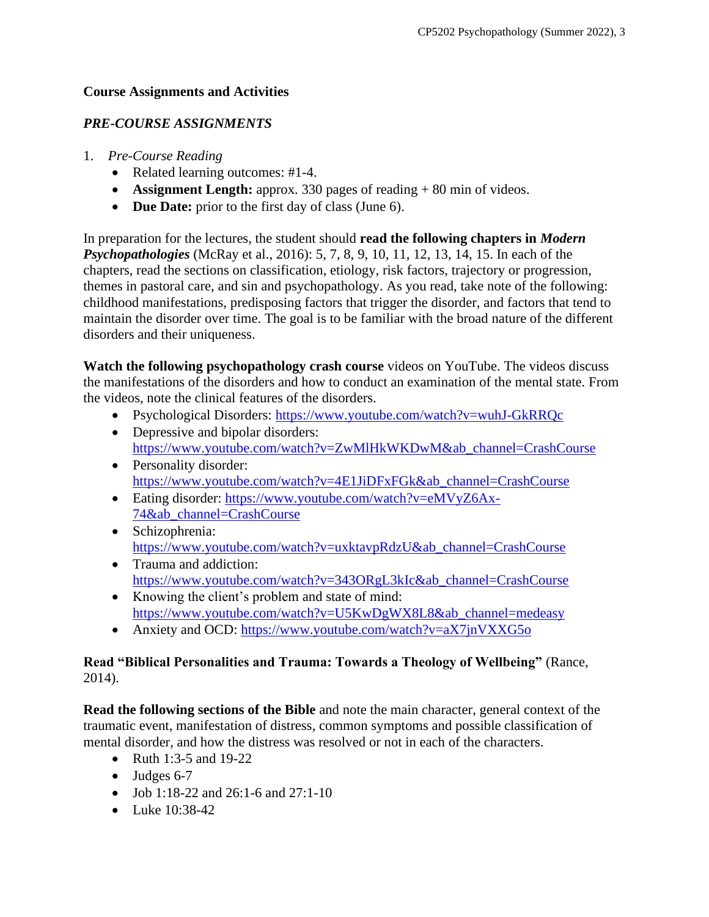## Course Assignments and Activities

### *PRE-COURSE ASSIGNMENTS*

1. *Pre-Course Reading*
   - Related learning outcomes: #1-4.
   - **Assignment Length:** approx. 330 pages of reading + 80 min of videos.
   - **Due Date:** prior to the first day of class (June 6).

In preparation for the lectures, the student should **read the following chapters in *Modern Psychopathologies*** (McRay et al., 2016): 5, 7, 8, 9, 10, 11, 12, 13, 14, 15. In each of the chapters, read the sections on classification, etiology, risk factors, trajectory or progression, themes in pastoral care, and sin and psychopathology. As you read, take note of the following: childhood manifestations, predisposing factors that trigger the disorder, and factors that tend to maintain the disorder over time. The goal is to be familiar with the broad nature of the different disorders and their uniqueness.

**Watch the following psychopathology crash course** videos on YouTube. The videos discuss the manifestations of the disorders and how to conduct an examination of the mental state. From the videos, note the clinical features of the disorders.

- Psychological Disorders: https://www.youtube.com/watch?v=wuhJ-GkRRQc
- Depressive and bipolar disorders: https://www.youtube.com/watch?v=ZwMlHkWKDwM&ab_channel=CrashCourse
- Personality disorder: https://www.youtube.com/watch?v=4E1JiDFxFGk&ab_channel=CrashCourse
- Eating disorder: https://www.youtube.com/watch?v=eMVyZ6Ax-74&ab_channel=CrashCourse
- Schizophrenia: https://www.youtube.com/watch?v=uxktavpRdzU&ab_channel=CrashCourse
- Trauma and addiction: https://www.youtube.com/watch?v=343ORgL3kIc&ab_channel=CrashCourse
- Knowing the client's problem and state of mind: https://www.youtube.com/watch?v=U5KwDgWX8L8&ab_channel=medeasy
- Anxiety and OCD: https://www.youtube.com/watch?v=aX7jnVXXG5o

**Read "Biblical Personalities and Trauma: Towards a Theology of Wellbeing"** (Rance, 2014).

**Read the following sections of the Bible** and note the main character, general context of the traumatic event, manifestation of distress, common symptoms and possible classification of mental disorder, and how the distress was resolved or not in each of the characters.

- Ruth 1:3-5 and 19-22
- Judges 6-7
- Job 1:18-22 and 26:1-6 and 27:1-10
- Luke 10:38-42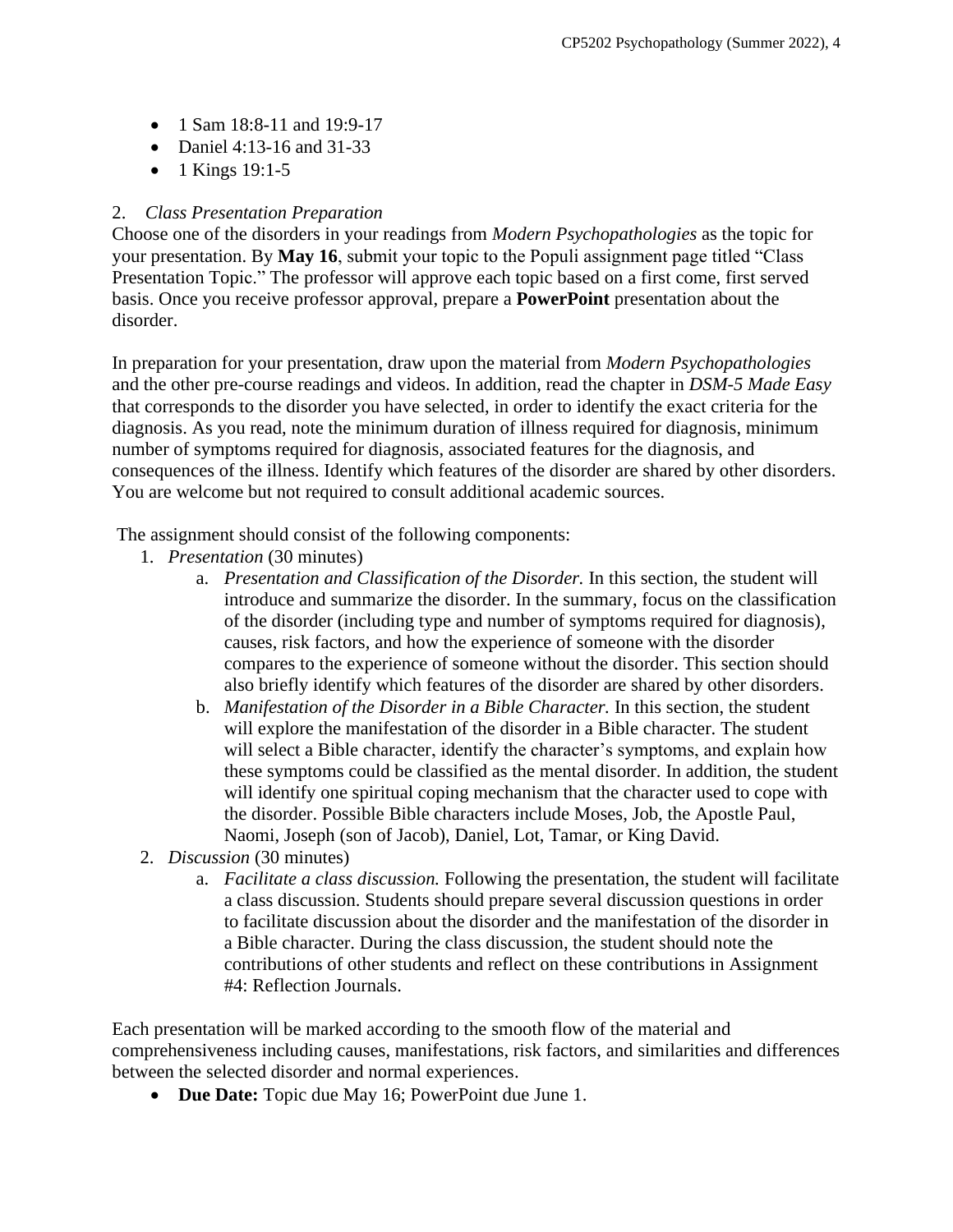- 1 Sam 18:8-11 and 19:9-17
- Daniel 4:13-16 and 31-33
- 1 Kings 19:1-5

2. *Class Presentation Preparation*

Choose one of the disorders in your readings from *Modern Psychopathologies* as the topic for your presentation. By **May 16**, submit your topic to the Populi assignment page titled "Class Presentation Topic." The professor will approve each topic based on a first come, first served basis. Once you receive professor approval, prepare a **PowerPoint** presentation about the disorder.

In preparation for your presentation, draw upon the material from *Modern Psychopathologies* and the other pre-course readings and videos. In addition, read the chapter in *DSM-5 Made Easy* that corresponds to the disorder you have selected, in order to identify the exact criteria for the diagnosis. As you read, note the minimum duration of illness required for diagnosis, minimum number of symptoms required for diagnosis, associated features for the diagnosis, and consequences of the illness. Identify which features of the disorder are shared by other disorders. You are welcome but not required to consult additional academic sources.

The assignment should consist of the following components:

1. *Presentation* (30 minutes)
    a. *Presentation and Classification of the Disorder.* In this section, the student will introduce and summarize the disorder. In the summary, focus on the classification of the disorder (including type and number of symptoms required for diagnosis), causes, risk factors, and how the experience of someone with the disorder compares to the experience of someone without the disorder. This section should also briefly identify which features of the disorder are shared by other disorders.
    b. *Manifestation of the Disorder in a Bible Character.* In this section, the student will explore the manifestation of the disorder in a Bible character. The student will select a Bible character, identify the character's symptoms, and explain how these symptoms could be classified as the mental disorder. In addition, the student will identify one spiritual coping mechanism that the character used to cope with the disorder. Possible Bible characters include Moses, Job, the Apostle Paul, Naomi, Joseph (son of Jacob), Daniel, Lot, Tamar, or King David.
2. *Discussion* (30 minutes)
    a. *Facilitate a class discussion.* Following the presentation, the student will facilitate a class discussion. Students should prepare several discussion questions in order to facilitate discussion about the disorder and the manifestation of the disorder in a Bible character. During the class discussion, the student should note the contributions of other students and reflect on these contributions in Assignment #4: Reflection Journals.

Each presentation will be marked according to the smooth flow of the material and comprehensiveness including causes, manifestations, risk factors, and similarities and differences between the selected disorder and normal experiences.

- **Due Date:** Topic due May 16; PowerPoint due June 1.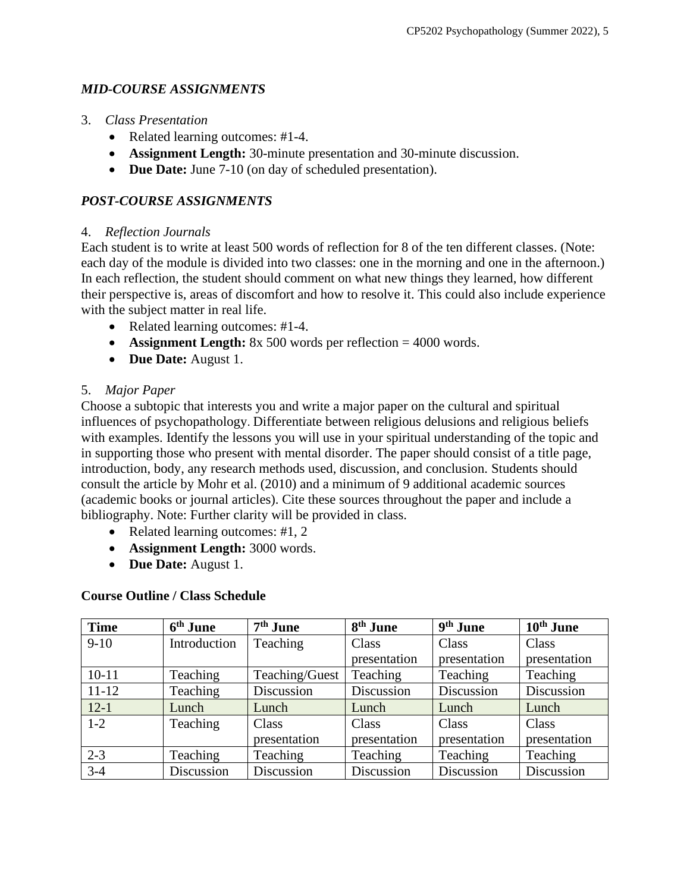### *MID-COURSE ASSIGNMENTS*

3. *Class Presentation*
   - Related learning outcomes: #1-4.
   - **Assignment Length:** 30-minute presentation and 30-minute discussion.
   - **Due Date:** June 7-10 (on day of scheduled presentation).

### *POST-COURSE ASSIGNMENTS*

4. *Reflection Journals*

Each student is to write at least 500 words of reflection for 8 of the ten different classes. (Note: each day of the module is divided into two classes: one in the morning and one in the afternoon.) In each reflection, the student should comment on what new things they learned, how different their perspective is, areas of discomfort and how to resolve it. This could also include experience with the subject matter in real life.

   - Related learning outcomes: #1-4.
   - **Assignment Length:** 8x 500 words per reflection = 4000 words.
   - **Due Date:** August 1.

5. *Major Paper*

Choose a subtopic that interests you and write a major paper on the cultural and spiritual influences of psychopathology. Differentiate between religious delusions and religious beliefs with examples. Identify the lessons you will use in your spiritual understanding of the topic and in supporting those who present with mental disorder. The paper should consist of a title page, introduction, body, any research methods used, discussion, and conclusion. Students should consult the article by Mohr et al. (2010) and a minimum of 9 additional academic sources (academic books or journal articles). Cite these sources throughout the paper and include a bibliography. Note: Further clarity will be provided in class.

   - Related learning outcomes: #1, 2
   - **Assignment Length:** 3000 words.
   - **Due Date:** August 1.

**Course Outline / Class Schedule**

| Time | 6th June | 7th June | 8th June | 9th June | 10th June |
|---|---|---|---|---|---|
| 9-10 | Introduction | Teaching | Class presentation | Class presentation | Class presentation |
| 10-11 | Teaching | Teaching/Guest | Teaching | Teaching | Teaching |
| 11-12 | Teaching | Discussion | Discussion | Discussion | Discussion |
| 12-1 | Lunch | Lunch | Lunch | Lunch | Lunch |
| 1-2 | Teaching | Class presentation | Class presentation | Class presentation | Class presentation |
| 2-3 | Teaching | Teaching | Teaching | Teaching | Teaching |
| 3-4 | Discussion | Discussion | Discussion | Discussion | Discussion |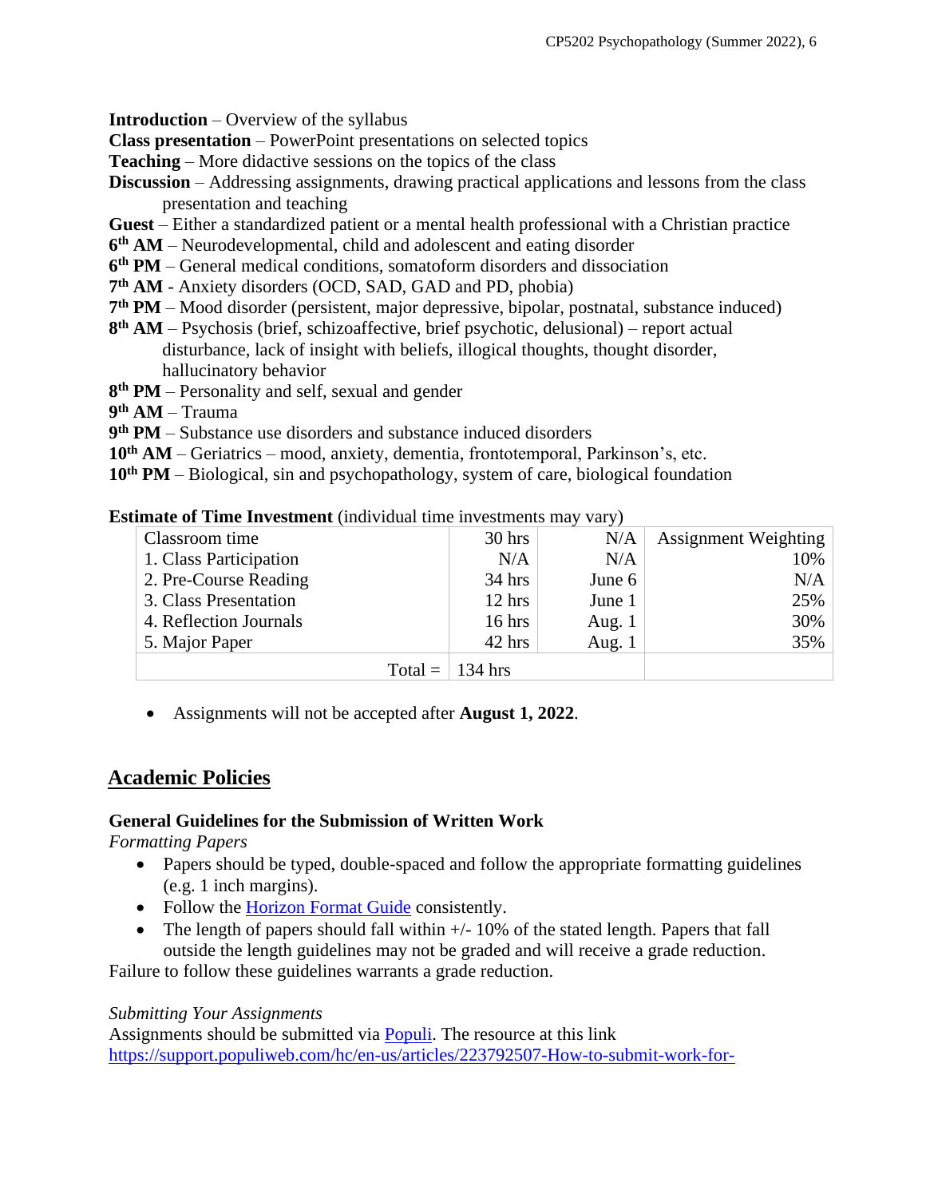**Introduction** – Overview of the syllabus
**Class presentation** – PowerPoint presentations on selected topics
**Teaching** – More didactive sessions on the topics of the class
**Discussion** – Addressing assignments, drawing practical applications and lessons from the class presentation and teaching
**Guest** – Either a standardized patient or a mental health professional with a Christian practice
**6th AM** – Neurodevelopmental, child and adolescent and eating disorder
**6th PM** – General medical conditions, somatoform disorders and dissociation
**7th AM** - Anxiety disorders (OCD, SAD, GAD and PD, phobia)
**7th PM** – Mood disorder (persistent, major depressive, bipolar, postnatal, substance induced)
**8th AM** – Psychosis (brief, schizoaffective, brief psychotic, delusional) – report actual disturbance, lack of insight with beliefs, illogical thoughts, thought disorder, hallucinatory behavior
**8th PM** – Personality and self, sexual and gender
**9th AM** – Trauma
**9th PM** – Substance use disorders and substance induced disorders
**10th AM** – Geriatrics – mood, anxiety, dementia, frontotemporal, Parkinson's, etc.
**10th PM** – Biological, sin and psychopathology, system of care, biological foundation

**Estimate of Time Investment** (individual time investments may vary)

| Classroom time | 30 hrs | N/A | Assignment Weighting |
|---|---|---|---|
| 1. Class Participation | N/A | N/A | 10% |
| 2. Pre-Course Reading | 34 hrs | June 6 | N/A |
| 3. Class Presentation | 12 hrs | June 1 | 25% |
| 4. Reflection Journals | 16 hrs | Aug. 1 | 30% |
| 5. Major Paper | 42 hrs | Aug. 1 | 35% |
| Total = | 134 hrs | | |

- Assignments will not be accepted after **August 1, 2022**.

## Academic Policies

### General Guidelines for the Submission of Written Work

*Formatting Papers*

- Papers should be typed, double-spaced and follow the appropriate formatting guidelines (e.g. 1 inch margins).
- Follow the Horizon Format Guide consistently.
- The length of papers should fall within +/- 10% of the stated length. Papers that fall outside the length guidelines may not be graded and will receive a grade reduction.

Failure to follow these guidelines warrants a grade reduction.

*Submitting Your Assignments*

Assignments should be submitted via Populi. The resource at this link https://support.populiweb.com/hc/en-us/articles/223792507-How-to-submit-work-for-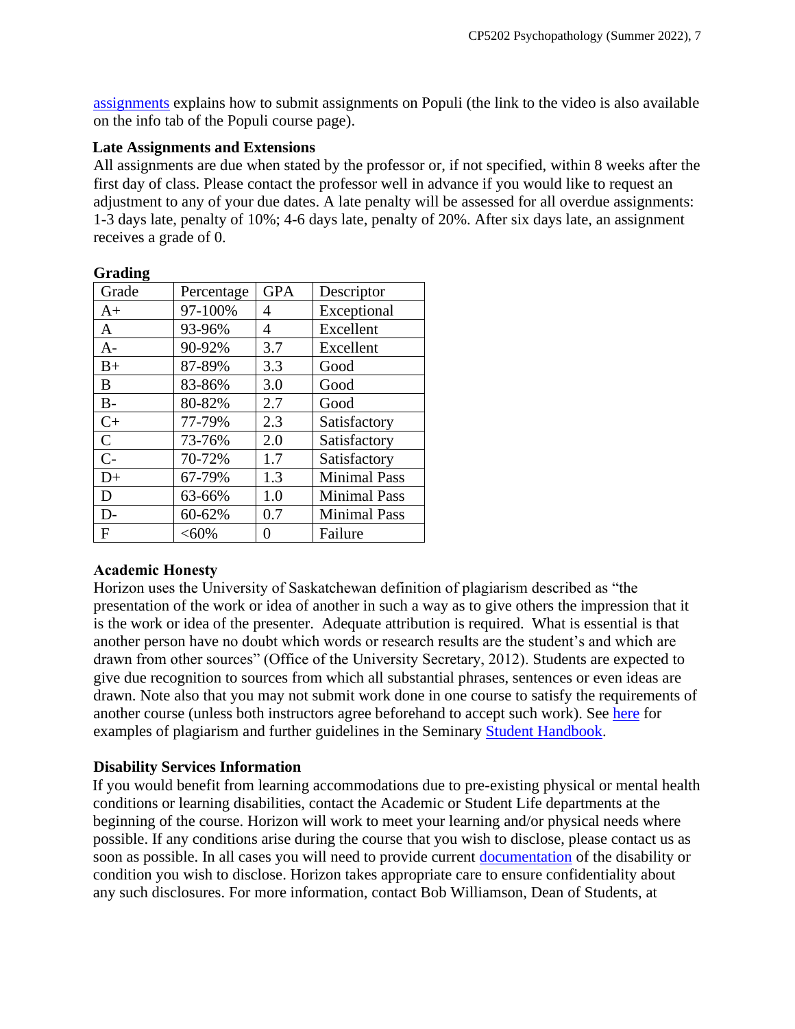assignments explains how to submit assignments on Populi (the link to the video is also available on the info tab of the Populi course page).

**Late Assignments and Extensions**

All assignments are due when stated by the professor or, if not specified, within 8 weeks after the first day of class. Please contact the professor well in advance if you would like to request an adjustment to any of your due dates. A late penalty will be assessed for all overdue assignments: 1-3 days late, penalty of 10%; 4-6 days late, penalty of 20%. After six days late, an assignment receives a grade of 0.

**Grading**

| Grade | Percentage | GPA | Descriptor |
|---|---|---|---|
| A+ | 97-100% | 4 | Exceptional |
| A | 93-96% | 4 | Excellent |
| A- | 90-92% | 3.7 | Excellent |
| B+ | 87-89% | 3.3 | Good |
| B | 83-86% | 3.0 | Good |
| B- | 80-82% | 2.7 | Good |
| C+ | 77-79% | 2.3 | Satisfactory |
| C | 73-76% | 2.0 | Satisfactory |
| C- | 70-72% | 1.7 | Satisfactory |
| D+ | 67-79% | 1.3 | Minimal Pass |
| D | 63-66% | 1.0 | Minimal Pass |
| D- | 60-62% | 0.7 | Minimal Pass |
| F | <60% | 0 | Failure |

**Academic Honesty**

Horizon uses the University of Saskatchewan definition of plagiarism described as "the presentation of the work or idea of another in such a way as to give others the impression that it is the work or idea of the presenter. Adequate attribution is required. What is essential is that another person have no doubt which words or research results are the student's and which are drawn from other sources" (Office of the University Secretary, 2012). Students are expected to give due recognition to sources from which all substantial phrases, sentences or even ideas are drawn. Note also that you may not submit work done in one course to satisfy the requirements of another course (unless both instructors agree beforehand to accept such work). See here for examples of plagiarism and further guidelines in the Seminary Student Handbook.

**Disability Services Information**

If you would benefit from learning accommodations due to pre-existing physical or mental health conditions or learning disabilities, contact the Academic or Student Life departments at the beginning of the course. Horizon will work to meet your learning and/or physical needs where possible. If any conditions arise during the course that you wish to disclose, please contact us as soon as possible. In all cases you will need to provide current documentation of the disability or condition you wish to disclose. Horizon takes appropriate care to ensure confidentiality about any such disclosures. For more information, contact Bob Williamson, Dean of Students, at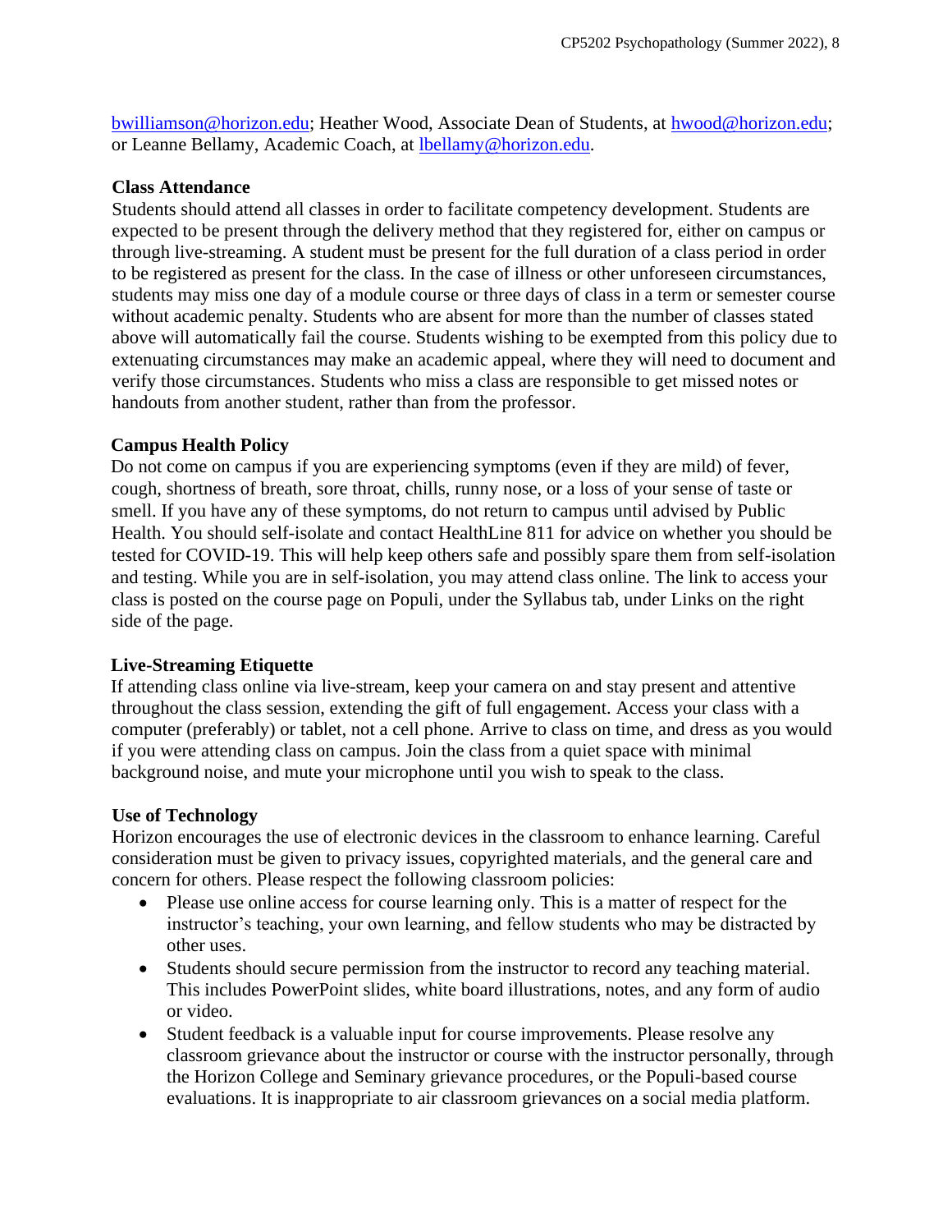bwilliamson@horizon.edu; Heather Wood, Associate Dean of Students, at hwood@horizon.edu; or Leanne Bellamy, Academic Coach, at lbellamy@horizon.edu.

**Class Attendance**

Students should attend all classes in order to facilitate competency development. Students are expected to be present through the delivery method that they registered for, either on campus or through live-streaming. A student must be present for the full duration of a class period in order to be registered as present for the class. In the case of illness or other unforeseen circumstances, students may miss one day of a module course or three days of class in a term or semester course without academic penalty. Students who are absent for more than the number of classes stated above will automatically fail the course. Students wishing to be exempted from this policy due to extenuating circumstances may make an academic appeal, where they will need to document and verify those circumstances. Students who miss a class are responsible to get missed notes or handouts from another student, rather than from the professor.

**Campus Health Policy**

Do not come on campus if you are experiencing symptoms (even if they are mild) of fever, cough, shortness of breath, sore throat, chills, runny nose, or a loss of your sense of taste or smell. If you have any of these symptoms, do not return to campus until advised by Public Health. You should self-isolate and contact HealthLine 811 for advice on whether you should be tested for COVID-19. This will help keep others safe and possibly spare them from self-isolation and testing. While you are in self-isolation, you may attend class online. The link to access your class is posted on the course page on Populi, under the Syllabus tab, under Links on the right side of the page.

**Live-Streaming Etiquette**

If attending class online via live-stream, keep your camera on and stay present and attentive throughout the class session, extending the gift of full engagement. Access your class with a computer (preferably) or tablet, not a cell phone. Arrive to class on time, and dress as you would if you were attending class on campus. Join the class from a quiet space with minimal background noise, and mute your microphone until you wish to speak to the class.

**Use of Technology**

Horizon encourages the use of electronic devices in the classroom to enhance learning. Careful consideration must be given to privacy issues, copyrighted materials, and the general care and concern for others. Please respect the following classroom policies:

- Please use online access for course learning only. This is a matter of respect for the instructor's teaching, your own learning, and fellow students who may be distracted by other uses.
- Students should secure permission from the instructor to record any teaching material. This includes PowerPoint slides, white board illustrations, notes, and any form of audio or video.
- Student feedback is a valuable input for course improvements. Please resolve any classroom grievance about the instructor or course with the instructor personally, through the Horizon College and Seminary grievance procedures, or the Populi-based course evaluations. It is inappropriate to air classroom grievances on a social media platform.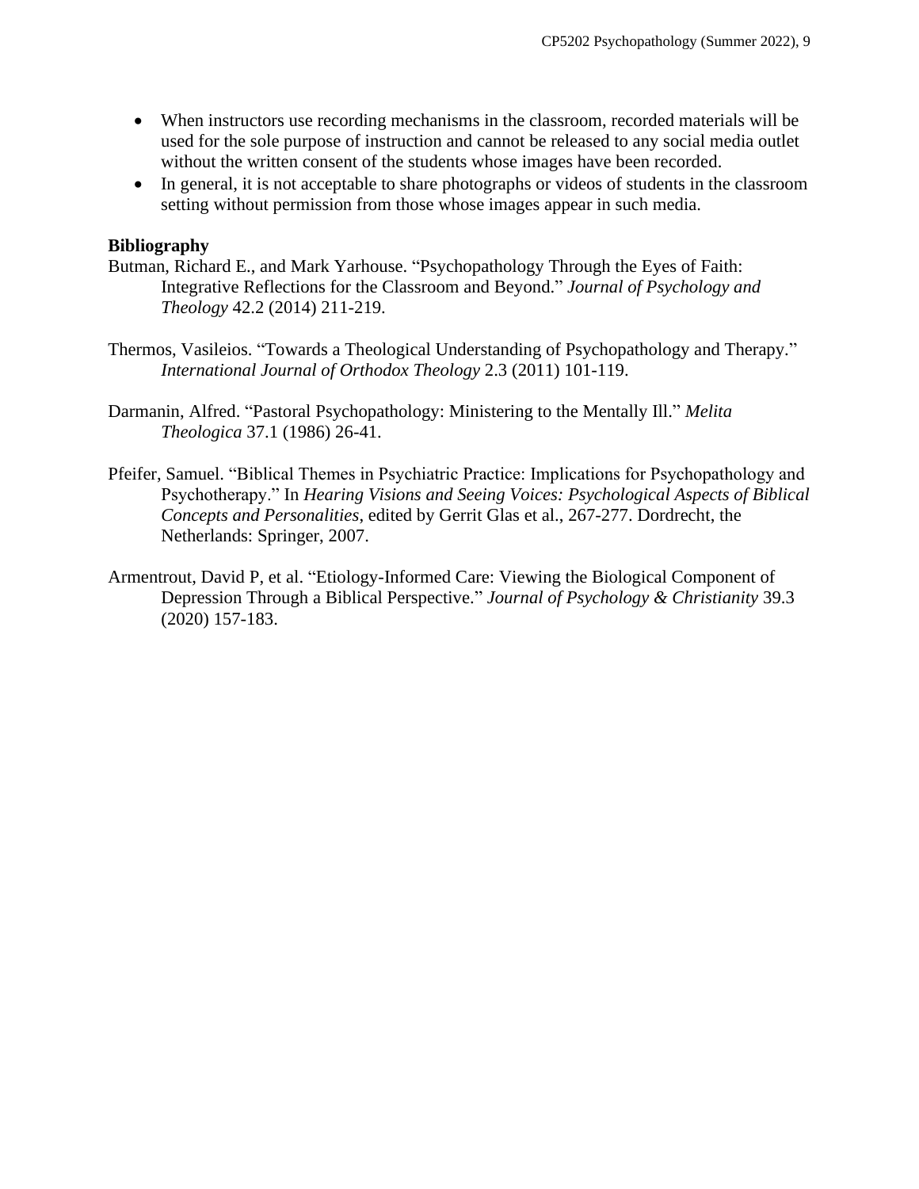- When instructors use recording mechanisms in the classroom, recorded materials will be used for the sole purpose of instruction and cannot be released to any social media outlet without the written consent of the students whose images have been recorded.
- In general, it is not acceptable to share photographs or videos of students in the classroom setting without permission from those whose images appear in such media.

**Bibliography**

Butman, Richard E., and Mark Yarhouse. "Psychopathology Through the Eyes of Faith: Integrative Reflections for the Classroom and Beyond." *Journal of Psychology and Theology* 42.2 (2014) 211-219.

Thermos, Vasileios. "Towards a Theological Understanding of Psychopathology and Therapy." *International Journal of Orthodox Theology* 2.3 (2011) 101-119.

Darmanin, Alfred. "Pastoral Psychopathology: Ministering to the Mentally Ill." *Melita Theologica* 37.1 (1986) 26-41.

Pfeifer, Samuel. "Biblical Themes in Psychiatric Practice: Implications for Psychopathology and Psychotherapy." In *Hearing Visions and Seeing Voices: Psychological Aspects of Biblical Concepts and Personalities*, edited by Gerrit Glas et al., 267-277. Dordrecht, the Netherlands: Springer, 2007.

Armentrout, David P, et al. "Etiology-Informed Care: Viewing the Biological Component of Depression Through a Biblical Perspective." *Journal of Psychology & Christianity* 39.3 (2020) 157-183.